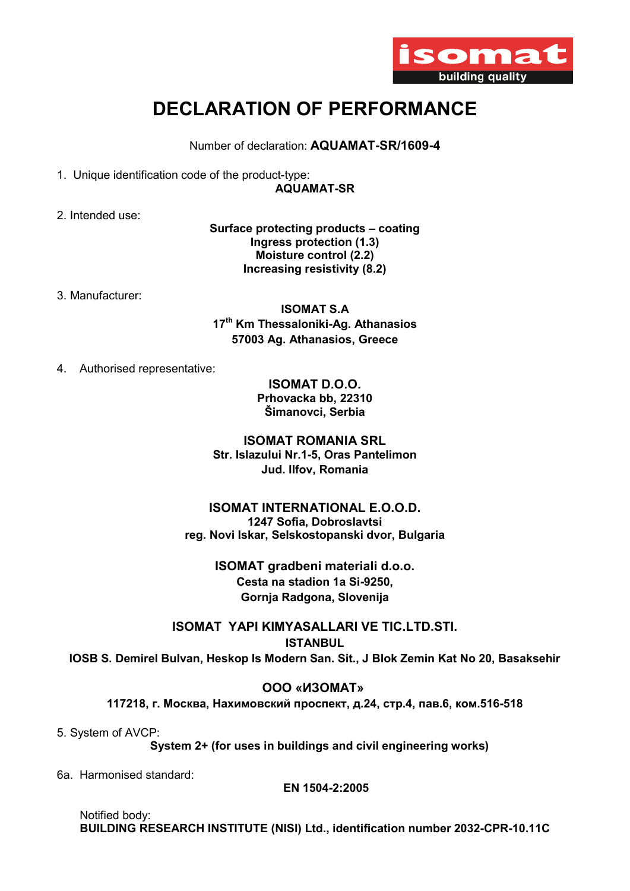# DECLARATION OF PERFORMANCE

Number of declaration: **AQUAMAT-SR/1609-4**

1. Unique identification code of the product-type:

   **AQUAMAT-SR**

2. Intended use:

   **Surface protecting products – coating**
   **Ingress protection (1.3)**
   **Moisture control (2.2)**
   **Increasing resistivity (8.2)**

3. Manufacturer:

   **ISOMAT S.A**
   **17th Km Thessaloniki-Ag. Athanasios**
   **57003 Ag. Athanasios, Greece**

4. Authorised representative:

   **ISOMAT D.O.O.**
   **Prhovacka bb, 22310**
   **Šimanovci, Serbia**

   **ISOMAT ROMANIA SRL**
   **Str. Islazului Nr.1-5, Oras Pantelimon**
   **Jud. Ilfov, Romania**

   **ISOMAT INTERNATIONAL E.O.O.D.**
   **1247 Sofia, Dobroslavtsi**
   **reg. Novi Iskar, Selskostopanski dvor, Bulgaria**

   **ISOMAT gradbeni materiali d.o.o.**
   **Cesta na stadion 1a Si-9250,**
   **Gornja Radgona, Slovenija**

   **ISOMAT YAPI KIMYASALLARI VE TIC.LTD.STI.**
   **ISTANBUL**
   **IOSB S. Demirel Bulvan, Heskop Is Modern San. Sit., J Blok Zemin Kat No 20, Basaksehir**

   **ООО «ИЗОМАТ»**
   **117218, г. Москва, Нахимовский проспект, д.24, стр.4, пав.6, ком.516-518**

5. System of AVCP:

   **System 2+ (for uses in buildings and civil engineering works)**

6a. Harmonised standard:

   **EN 1504-2:2005**

   Notified body:
   **BUILDING RESEARCH INSTITUTE (NISI) Ltd., identification number 2032-CPR-10.11C**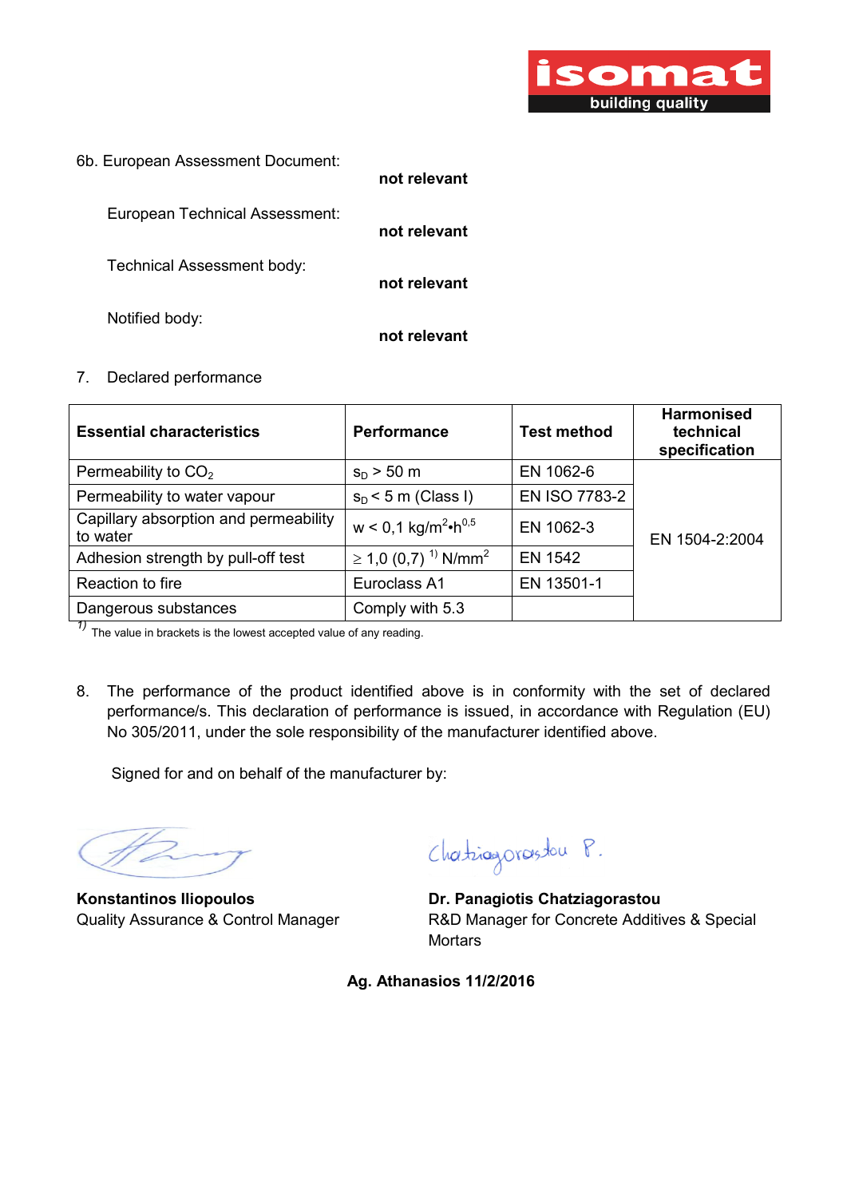6b. European Assessment Document: **not relevant**

European Technical Assessment: **not relevant**

Technical Assessment body: **not relevant**

Notified body: **not relevant**

7. Declared performance

| **Essential characteristics** | **Performance** | **Test method** | **Harmonised technical specification** |
|---|---|---|---|
| Permeability to $CO_2$ | $s_D > 50$ m | EN 1062-6 | EN 1504-2:2004 |
| Permeability to water vapour | $s_D < 5$ m (Class I) | EN ISO 7783-2 | |
| Capillary absorption and permeability to water | $w < 0{,}1$ kg/m$^2$•h$^{0,5}$ | EN 1062-3 | |
| Adhesion strength by pull-off test | $\geq 1{,}0$ (0,7) [1] N/mm$^2$ | EN 1542 | |
| Reaction to fire | Euroclass A1 | EN 13501-1 | |
| Dangerous substances | Comply with 5.3 | | |

[1] The value in brackets is the lowest accepted value of any reading.

8. The performance of the product identified above is in conformity with the set of declared performance/s. This declaration of performance is issued, in accordance with Regulation (EU) No 305/2011, under the sole responsibility of the manufacturer identified above.

Signed for and on behalf of the manufacturer by:

**Konstantinos Iliopoulos**
Quality Assurance & Control Manager

**Dr. Panagiotis Chatziagorastou**
R&D Manager for Concrete Additives & Special Mortars

**Ag. Athanasios 11/2/2016**